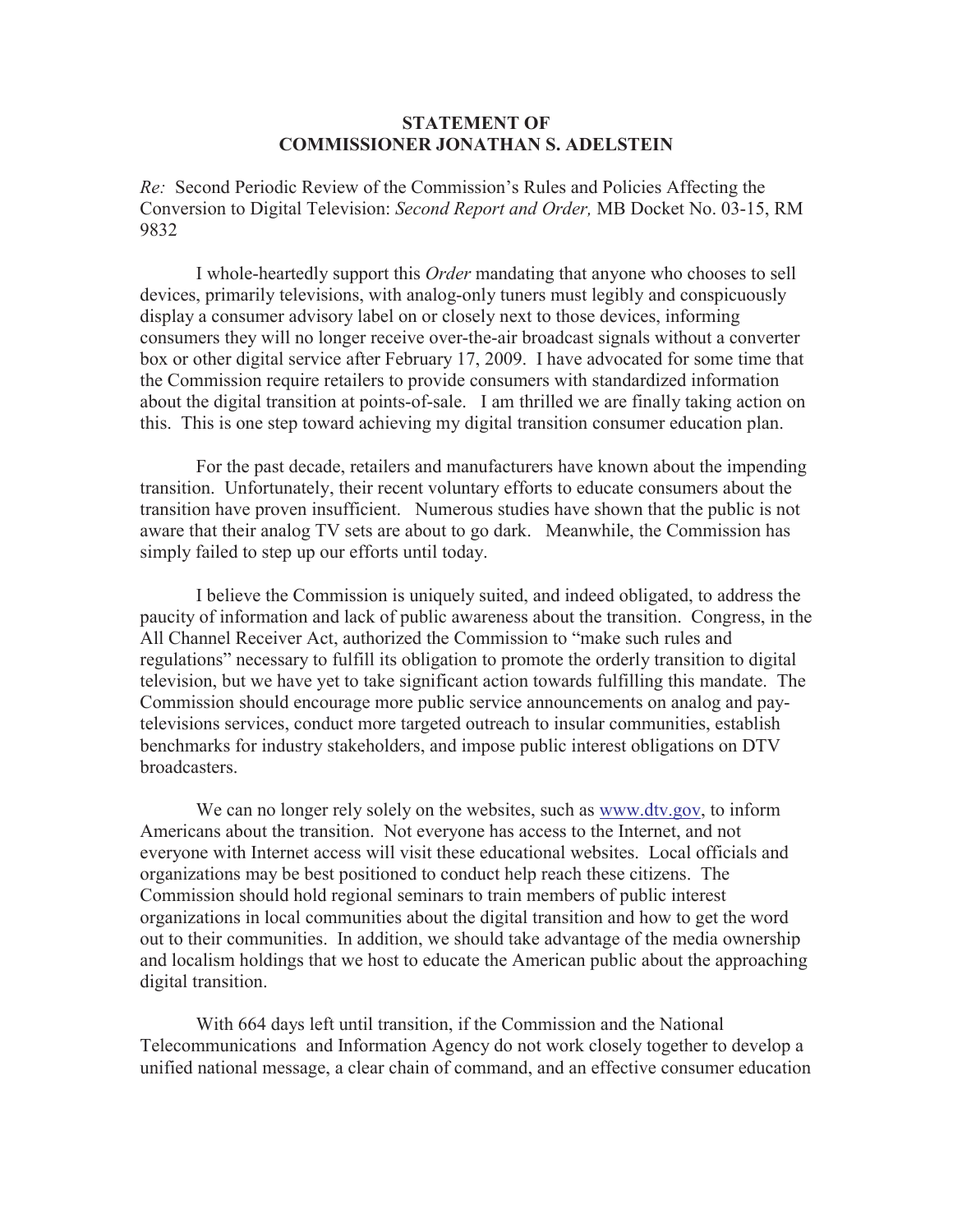**STATEMENT OF**
**COMMISSIONER JONATHAN S. ADELSTEIN**

*Re:* Second Periodic Review of the Commission's Rules and Policies Affecting the Conversion to Digital Television: *Second Report and Order,* MB Docket No. 03-15, RM 9832

I whole-heartedly support this *Order* mandating that anyone who chooses to sell devices, primarily televisions, with analog-only tuners must legibly and conspicuously display a consumer advisory label on or closely next to those devices, informing consumers they will no longer receive over-the-air broadcast signals without a converter box or other digital service after February 17, 2009. I have advocated for some time that the Commission require retailers to provide consumers with standardized information about the digital transition at points-of-sale. I am thrilled we are finally taking action on this. This is one step toward achieving my digital transition consumer education plan.

For the past decade, retailers and manufacturers have known about the impending transition. Unfortunately, their recent voluntary efforts to educate consumers about the transition have proven insufficient. Numerous studies have shown that the public is not aware that their analog TV sets are about to go dark. Meanwhile, the Commission has simply failed to step up our efforts until today.

I believe the Commission is uniquely suited, and indeed obligated, to address the paucity of information and lack of public awareness about the transition. Congress, in the All Channel Receiver Act, authorized the Commission to "make such rules and regulations" necessary to fulfill its obligation to promote the orderly transition to digital television, but we have yet to take significant action towards fulfilling this mandate. The Commission should encourage more public service announcements on analog and pay-televisions services, conduct more targeted outreach to insular communities, establish benchmarks for industry stakeholders, and impose public interest obligations on DTV broadcasters.

We can no longer rely solely on the websites, such as www.dtv.gov, to inform Americans about the transition. Not everyone has access to the Internet, and not everyone with Internet access will visit these educational websites. Local officials and organizations may be best positioned to conduct help reach these citizens. The Commission should hold regional seminars to train members of public interest organizations in local communities about the digital transition and how to get the word out to their communities. In addition, we should take advantage of the media ownership and localism holdings that we host to educate the American public about the approaching digital transition.

With 664 days left until transition, if the Commission and the National Telecommunications and Information Agency do not work closely together to develop a unified national message, a clear chain of command, and an effective consumer education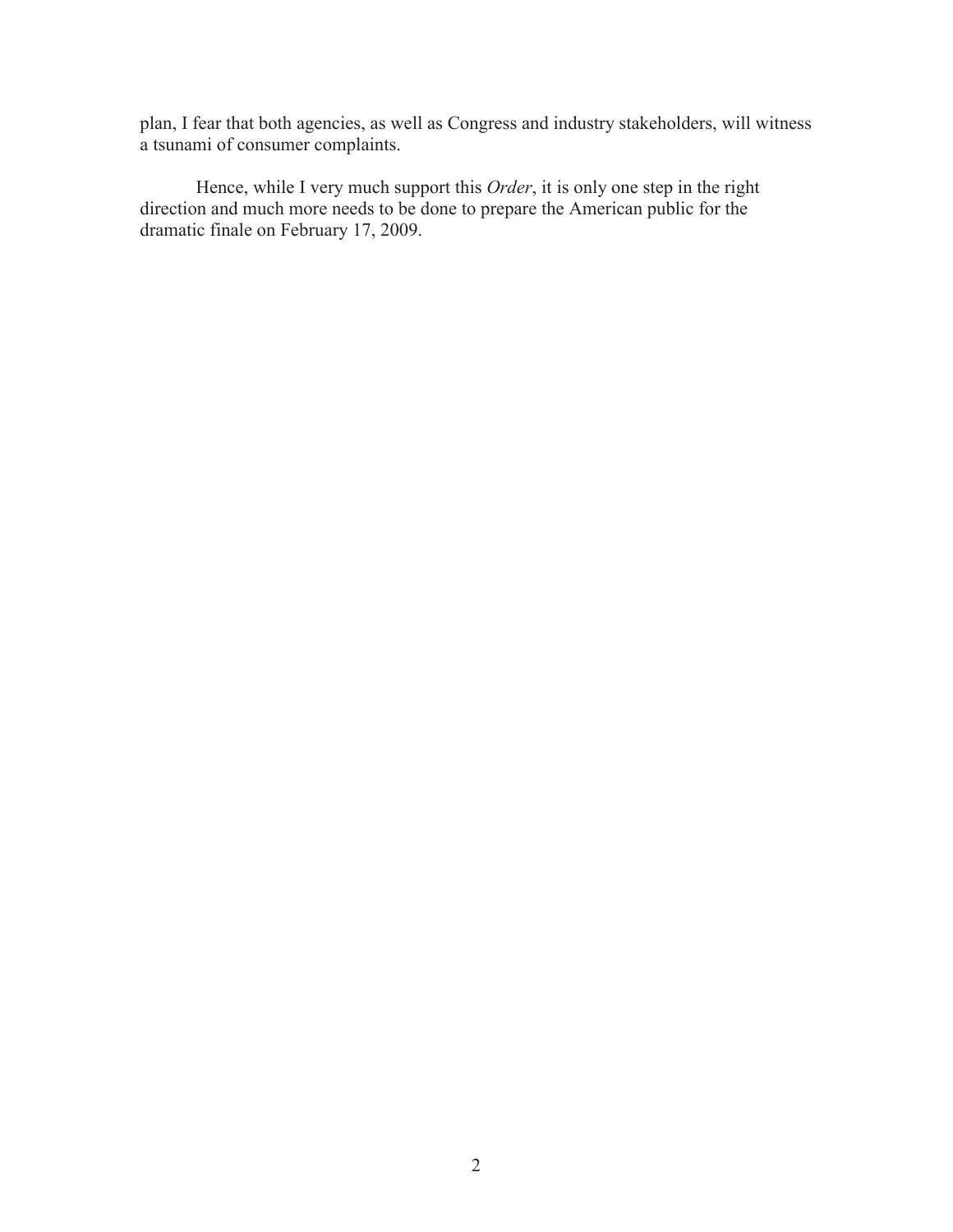plan, I fear that both agencies, as well as Congress and industry stakeholders, will witness a tsunami of consumer complaints.

Hence, while I very much support this *Order*, it is only one step in the right direction and much more needs to be done to prepare the American public for the dramatic finale on February 17, 2009.